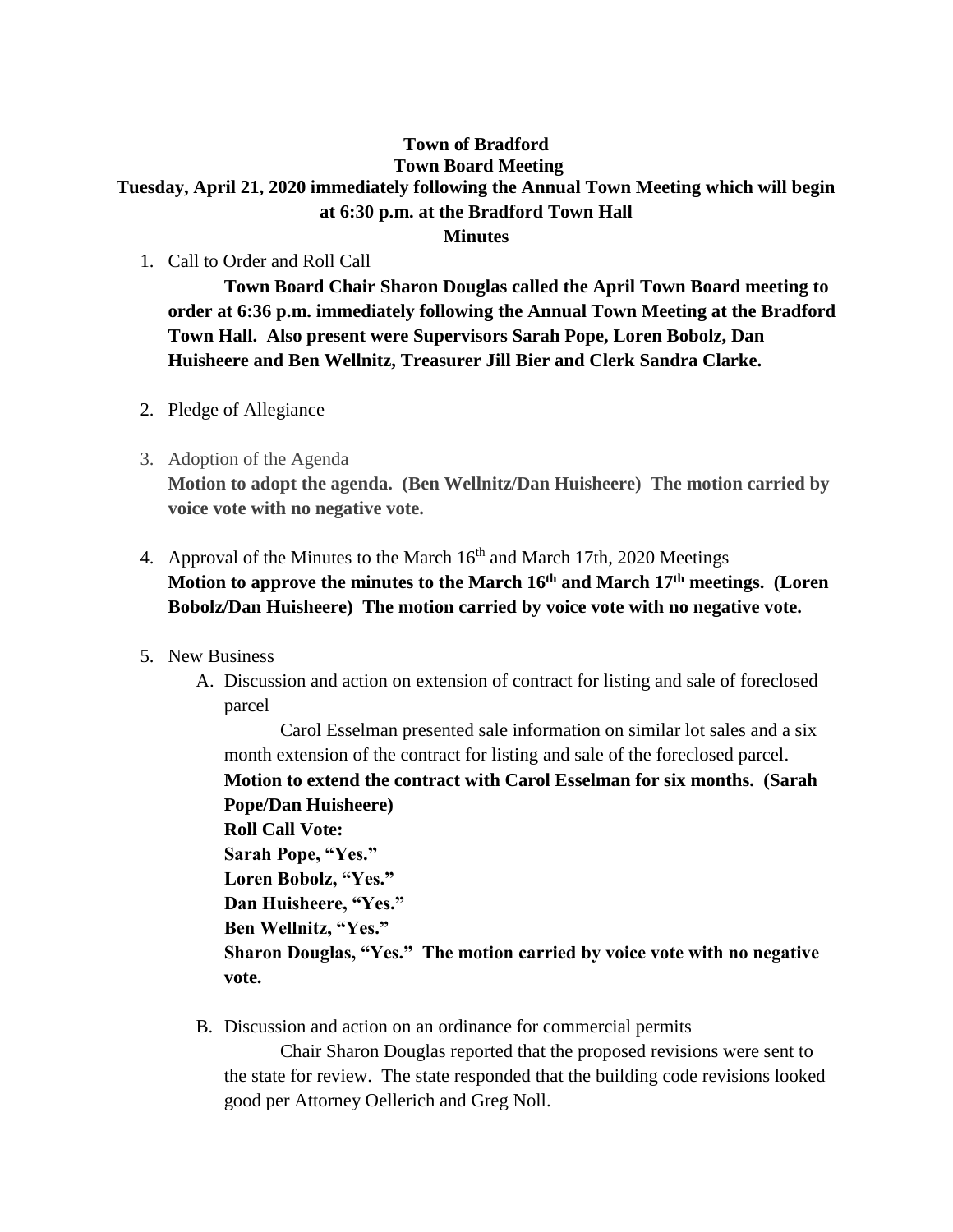**Town of Bradford**
**Town Board Meeting**
**Tuesday, April 21, 2020 immediately following the Annual Town Meeting which will begin at 6:30 p.m. at the Bradford Town Hall**
**Minutes**

1. Call to Order and Roll Call

   **Town Board Chair Sharon Douglas called the April Town Board meeting to order at 6:36 p.m. immediately following the Annual Town Meeting at the Bradford Town Hall. Also present were Supervisors Sarah Pope, Loren Bobolz, Dan Huisheere and Ben Wellnitz, Treasurer Jill Bier and Clerk Sandra Clarke.**

2. Pledge of Allegiance

3. Adoption of the Agenda

   **Motion to adopt the agenda. (Ben Wellnitz/Dan Huisheere) The motion carried by voice vote with no negative vote.**

4. Approval of the Minutes to the March 16th and March 17th, 2020 Meetings

   **Motion to approve the minutes to the March 16th and March 17th meetings. (Loren Bobolz/Dan Huisheere) The motion carried by voice vote with no negative vote.**

5. New Business

   A. Discussion and action on extension of contract for listing and sale of foreclosed parcel

      Carol Esselman presented sale information on similar lot sales and a six month extension of the contract for listing and sale of the foreclosed parcel.

      **Motion to extend the contract with Carol Esselman for six months. (Sarah Pope/Dan Huisheere)**
      **Roll Call Vote:**
      **Sarah Pope, "Yes."**
      **Loren Bobolz, "Yes."**
      **Dan Huisheere, "Yes."**
      **Ben Wellnitz, "Yes."**
      **Sharon Douglas, "Yes." The motion carried by voice vote with no negative vote.**

   B. Discussion and action on an ordinance for commercial permits

      Chair Sharon Douglas reported that the proposed revisions were sent to the state for review. The state responded that the building code revisions looked good per Attorney Oellerich and Greg Noll.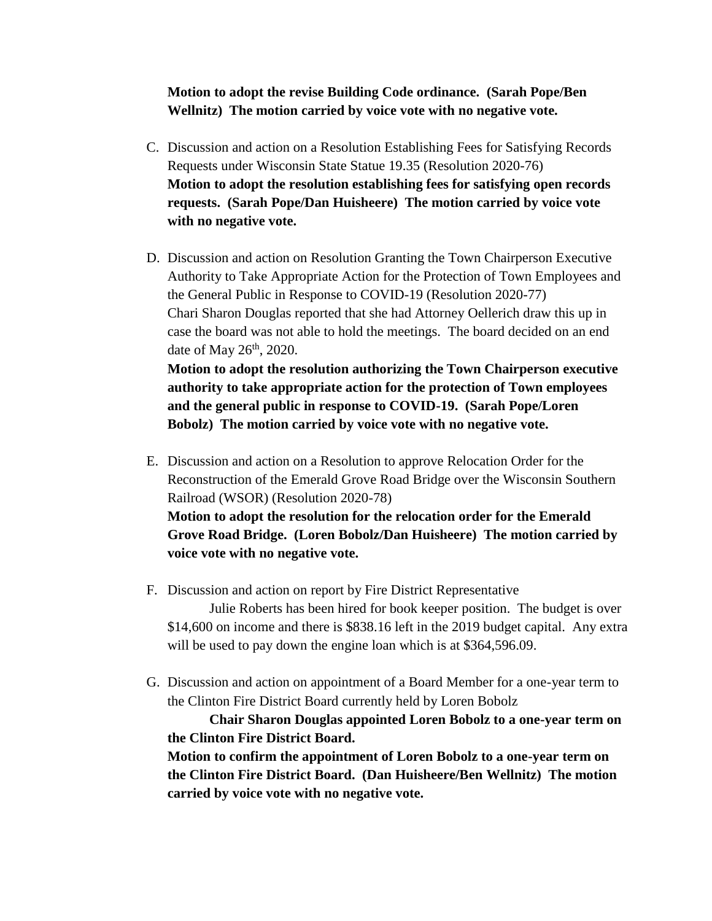**Motion to adopt the revise Building Code ordinance. (Sarah Pope/Ben Wellnitz) The motion carried by voice vote with no negative vote.**

C. Discussion and action on a Resolution Establishing Fees for Satisfying Records Requests under Wisconsin State Statue 19.35 (Resolution 2020-76)
**Motion to adopt the resolution establishing fees for satisfying open records requests. (Sarah Pope/Dan Huisheere) The motion carried by voice vote with no negative vote.**

D. Discussion and action on Resolution Granting the Town Chairperson Executive Authority to Take Appropriate Action for the Protection of Town Employees and the General Public in Response to COVID-19 (Resolution 2020-77)
Chari Sharon Douglas reported that she had Attorney Oellerich draw this up in case the board was not able to hold the meetings. The board decided on an end date of May 26th, 2020.
**Motion to adopt the resolution authorizing the Town Chairperson executive authority to take appropriate action for the protection of Town employees and the general public in response to COVID-19. (Sarah Pope/Loren Bobolz) The motion carried by voice vote with no negative vote.**

E. Discussion and action on a Resolution to approve Relocation Order for the Reconstruction of the Emerald Grove Road Bridge over the Wisconsin Southern Railroad (WSOR) (Resolution 2020-78)
**Motion to adopt the resolution for the relocation order for the Emerald Grove Road Bridge. (Loren Bobolz/Dan Huisheere) The motion carried by voice vote with no negative vote.**

F. Discussion and action on report by Fire District Representative
Julie Roberts has been hired for book keeper position. The budget is over $14,600 on income and there is $838.16 left in the 2019 budget capital. Any extra will be used to pay down the engine loan which is at $364,596.09.

G. Discussion and action on appointment of a Board Member for a one-year term to the Clinton Fire District Board currently held by Loren Bobolz
**Chair Sharon Douglas appointed Loren Bobolz to a one-year term on the Clinton Fire District Board.**
**Motion to confirm the appointment of Loren Bobolz to a one-year term on the Clinton Fire District Board. (Dan Huisheere/Ben Wellnitz) The motion carried by voice vote with no negative vote.**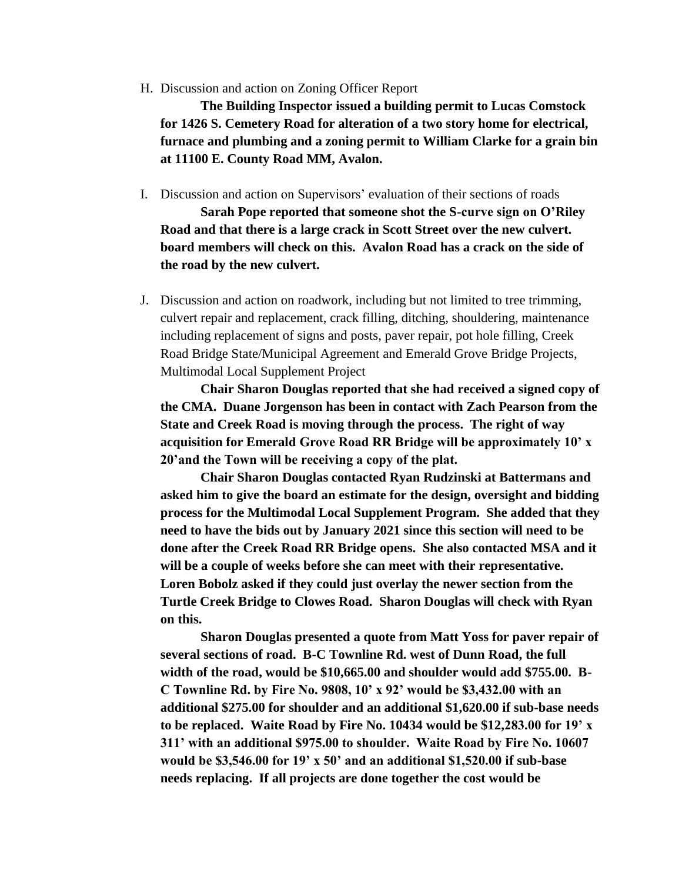H. Discussion and action on Zoning Officer Report

**The Building Inspector issued a building permit to Lucas Comstock for 1426 S. Cemetery Road for alteration of a two story home for electrical, furnace and plumbing and a zoning permit to William Clarke for a grain bin at 11100 E. County Road MM, Avalon.**

I. Discussion and action on Supervisors' evaluation of their sections of roads

**Sarah Pope reported that someone shot the S-curve sign on O'Riley Road and that there is a large crack in Scott Street over the new culvert. board members will check on this. Avalon Road has a crack on the side of the road by the new culvert.**

J. Discussion and action on roadwork, including but not limited to tree trimming, culvert repair and replacement, crack filling, ditching, shouldering, maintenance including replacement of signs and posts, paver repair, pot hole filling, Creek Road Bridge State/Municipal Agreement and Emerald Grove Bridge Projects, Multimodal Local Supplement Project

**Chair Sharon Douglas reported that she had received a signed copy of the CMA. Duane Jorgenson has been in contact with Zach Pearson from the State and Creek Road is moving through the process. The right of way acquisition for Emerald Grove Road RR Bridge will be approximately 10' x 20'and the Town will be receiving a copy of the plat.**

**Chair Sharon Douglas contacted Ryan Rudzinski at Battermans and asked him to give the board an estimate for the design, oversight and bidding process for the Multimodal Local Supplement Program. She added that they need to have the bids out by January 2021 since this section will need to be done after the Creek Road RR Bridge opens. She also contacted MSA and it will be a couple of weeks before she can meet with their representative. Loren Bobolz asked if they could just overlay the newer section from the Turtle Creek Bridge to Clowes Road. Sharon Douglas will check with Ryan on this.**

**Sharon Douglas presented a quote from Matt Yoss for paver repair of several sections of road. B-C Townline Rd. west of Dunn Road, the full width of the road, would be $10,665.00 and shoulder would add $755.00. B-C Townline Rd. by Fire No. 9808, 10' x 92' would be $3,432.00 with an additional $275.00 for shoulder and an additional $1,620.00 if sub-base needs to be replaced. Waite Road by Fire No. 10434 would be $12,283.00 for 19' x 311' with an additional $975.00 to shoulder. Waite Road by Fire No. 10607 would be $3,546.00 for 19' x 50' and an additional $1,520.00 if sub-base needs replacing. If all projects are done together the cost would be**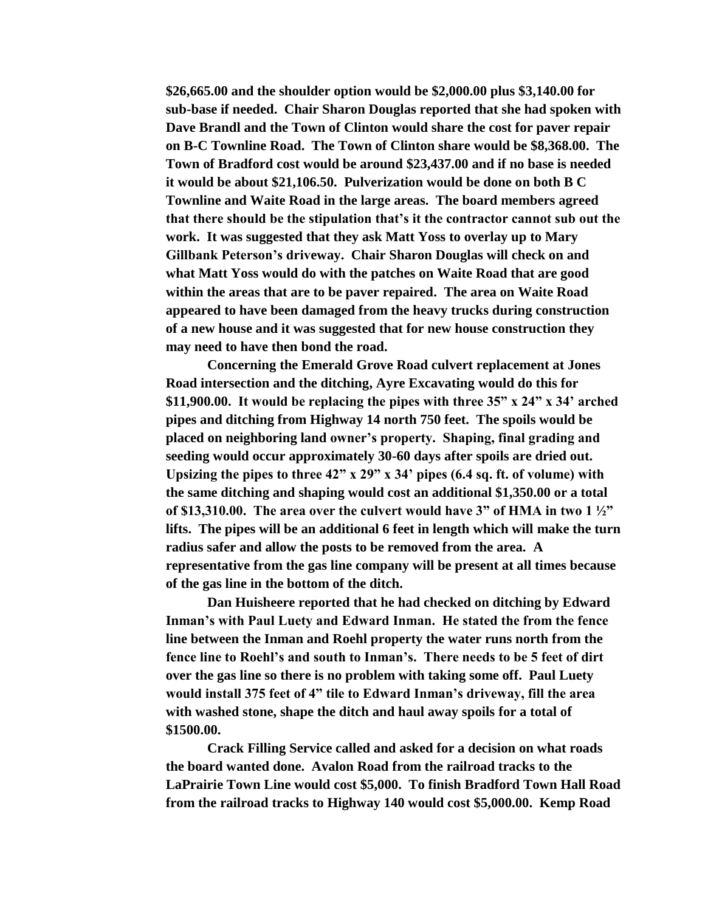**$26,665.00 and the shoulder option would be $2,000.00 plus $3,140.00 for sub-base if needed. Chair Sharon Douglas reported that she had spoken with Dave Brandl and the Town of Clinton would share the cost for paver repair on B-C Townline Road. The Town of Clinton share would be $8,368.00. The Town of Bradford cost would be around $23,437.00 and if no base is needed it would be about $21,106.50. Pulverization would be done on both B C Townline and Waite Road in the large areas. The board members agreed that there should be the stipulation that's it the contractor cannot sub out the work. It was suggested that they ask Matt Yoss to overlay up to Mary Gillbank Peterson's driveway. Chair Sharon Douglas will check on and what Matt Yoss would do with the patches on Waite Road that are good within the areas that are to be paver repaired. The area on Waite Road appeared to have been damaged from the heavy trucks during construction of a new house and it was suggested that for new house construction they may need to have then bond the road.**

**Concerning the Emerald Grove Road culvert replacement at Jones Road intersection and the ditching, Ayre Excavating would do this for $11,900.00. It would be replacing the pipes with three 35" x 24" x 34' arched pipes and ditching from Highway 14 north 750 feet. The spoils would be placed on neighboring land owner's property. Shaping, final grading and seeding would occur approximately 30-60 days after spoils are dried out. Upsizing the pipes to three 42" x 29" x 34' pipes (6.4 sq. ft. of volume) with the same ditching and shaping would cost an additional $1,350.00 or a total of $13,310.00. The area over the culvert would have 3" of HMA in two 1 ½" lifts. The pipes will be an additional 6 feet in length which will make the turn radius safer and allow the posts to be removed from the area. A representative from the gas line company will be present at all times because of the gas line in the bottom of the ditch.**

**Dan Huisheere reported that he had checked on ditching by Edward Inman's with Paul Luety and Edward Inman. He stated the from the fence line between the Inman and Roehl property the water runs north from the fence line to Roehl's and south to Inman's. There needs to be 5 feet of dirt over the gas line so there is no problem with taking some off. Paul Luety would install 375 feet of 4" tile to Edward Inman's driveway, fill the area with washed stone, shape the ditch and haul away spoils for a total of $1500.00.**

**Crack Filling Service called and asked for a decision on what roads the board wanted done. Avalon Road from the railroad tracks to the LaPrairie Town Line would cost $5,000. To finish Bradford Town Hall Road from the railroad tracks to Highway 140 would cost $5,000.00. Kemp Road**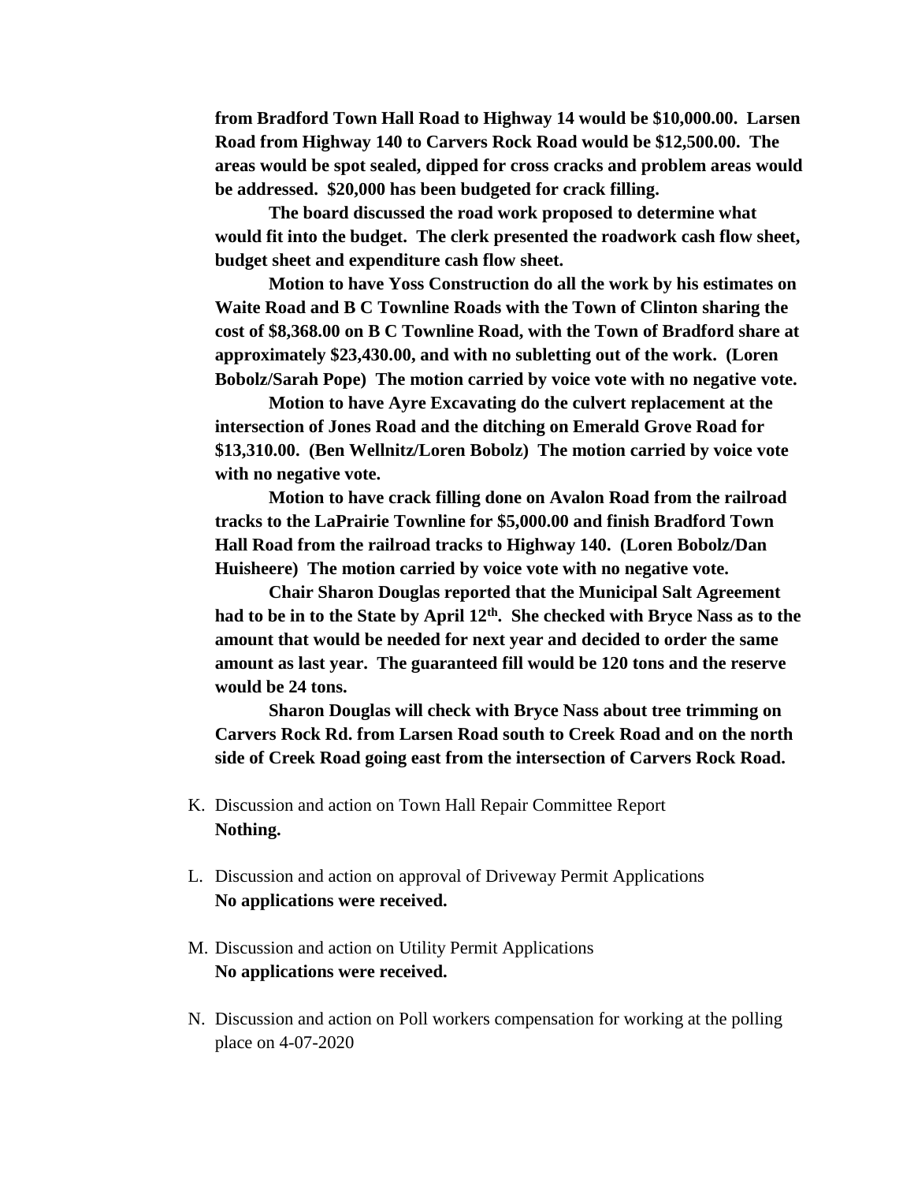**from Bradford Town Hall Road to Highway 14 would be $10,000.00. Larsen Road from Highway 140 to Carvers Rock Road would be $12,500.00. The areas would be spot sealed, dipped for cross cracks and problem areas would be addressed. $20,000 has been budgeted for crack filling.**

**The board discussed the road work proposed to determine what would fit into the budget. The clerk presented the roadwork cash flow sheet, budget sheet and expenditure cash flow sheet.**

**Motion to have Yoss Construction do all the work by his estimates on Waite Road and B C Townline Roads with the Town of Clinton sharing the cost of $8,368.00 on B C Townline Road, with the Town of Bradford share at approximately $23,430.00, and with no subletting out of the work. (Loren Bobolz/Sarah Pope) The motion carried by voice vote with no negative vote.**

**Motion to have Ayre Excavating do the culvert replacement at the intersection of Jones Road and the ditching on Emerald Grove Road for $13,310.00. (Ben Wellnitz/Loren Bobolz) The motion carried by voice vote with no negative vote.**

**Motion to have crack filling done on Avalon Road from the railroad tracks to the LaPrairie Townline for $5,000.00 and finish Bradford Town Hall Road from the railroad tracks to Highway 140. (Loren Bobolz/Dan Huisheere) The motion carried by voice vote with no negative vote.**

**Chair Sharon Douglas reported that the Municipal Salt Agreement had to be in to the State by April 12th. She checked with Bryce Nass as to the amount that would be needed for next year and decided to order the same amount as last year. The guaranteed fill would be 120 tons and the reserve would be 24 tons.**

**Sharon Douglas will check with Bryce Nass about tree trimming on Carvers Rock Rd. from Larsen Road south to Creek Road and on the north side of Creek Road going east from the intersection of Carvers Rock Road.**

K. Discussion and action on Town Hall Repair Committee Report
   **Nothing.**

L. Discussion and action on approval of Driveway Permit Applications
   **No applications were received.**

M. Discussion and action on Utility Permit Applications
   **No applications were received.**

N. Discussion and action on Poll workers compensation for working at the polling place on 4-07-2020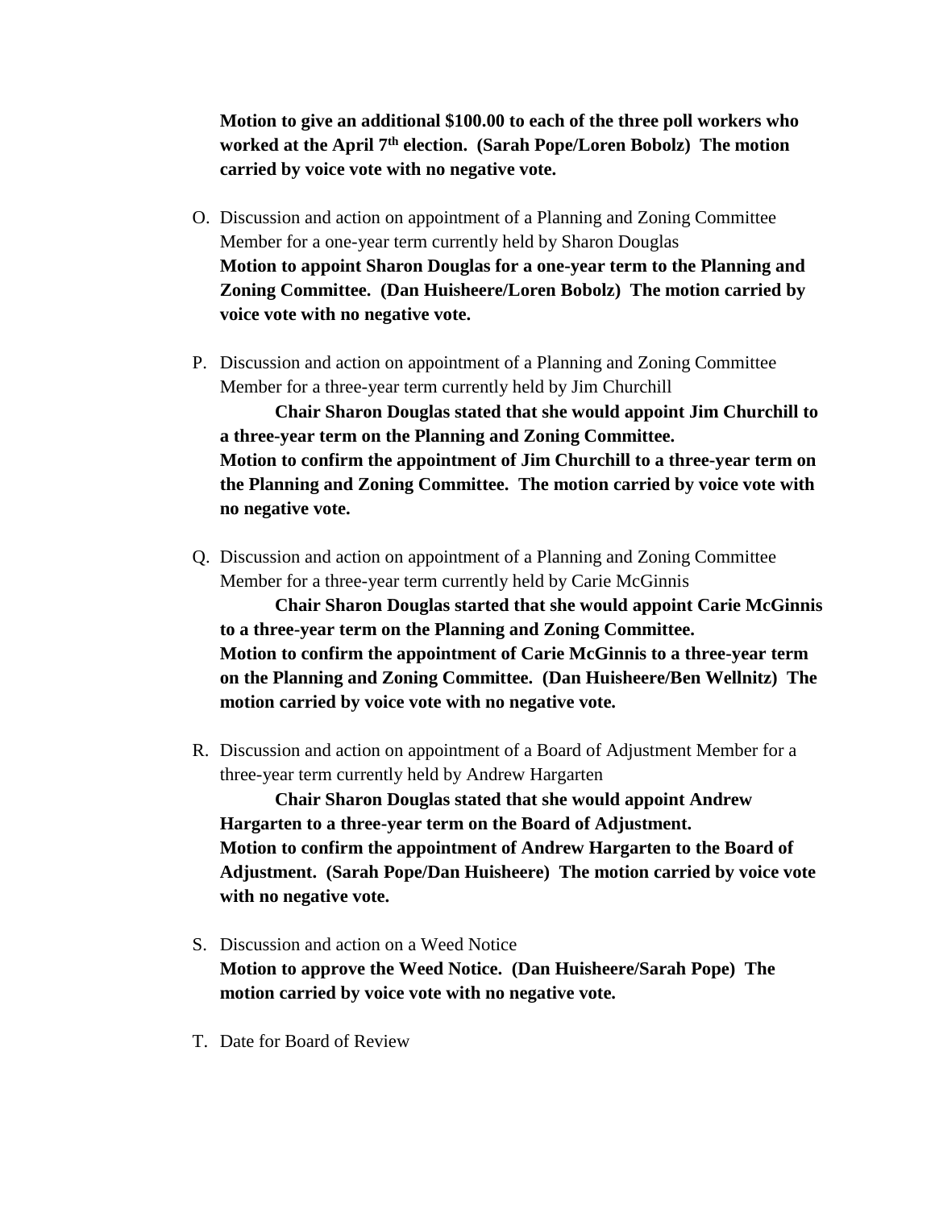**Motion to give an additional $100.00 to each of the three poll workers who worked at the April 7th election. (Sarah Pope/Loren Bobolz) The motion carried by voice vote with no negative vote.**

O. Discussion and action on appointment of a Planning and Zoning Committee Member for a one-year term currently held by Sharon Douglas
**Motion to appoint Sharon Douglas for a one-year term to the Planning and Zoning Committee. (Dan Huisheere/Loren Bobolz) The motion carried by voice vote with no negative vote.**

P. Discussion and action on appointment of a Planning and Zoning Committee Member for a three-year term currently held by Jim Churchill
**Chair Sharon Douglas stated that she would appoint Jim Churchill to a three-year term on the Planning and Zoning Committee.**
**Motion to confirm the appointment of Jim Churchill to a three-year term on the Planning and Zoning Committee. The motion carried by voice vote with no negative vote.**

Q. Discussion and action on appointment of a Planning and Zoning Committee Member for a three-year term currently held by Carie McGinnis
**Chair Sharon Douglas started that she would appoint Carie McGinnis to a three-year term on the Planning and Zoning Committee.**
**Motion to confirm the appointment of Carie McGinnis to a three-year term on the Planning and Zoning Committee. (Dan Huisheere/Ben Wellnitz) The motion carried by voice vote with no negative vote.**

R. Discussion and action on appointment of a Board of Adjustment Member for a three-year term currently held by Andrew Hargarten
**Chair Sharon Douglas stated that she would appoint Andrew Hargarten to a three-year term on the Board of Adjustment.**
**Motion to confirm the appointment of Andrew Hargarten to the Board of Adjustment. (Sarah Pope/Dan Huisheere) The motion carried by voice vote with no negative vote.**

S. Discussion and action on a Weed Notice
**Motion to approve the Weed Notice. (Dan Huisheere/Sarah Pope) The motion carried by voice vote with no negative vote.**

T. Date for Board of Review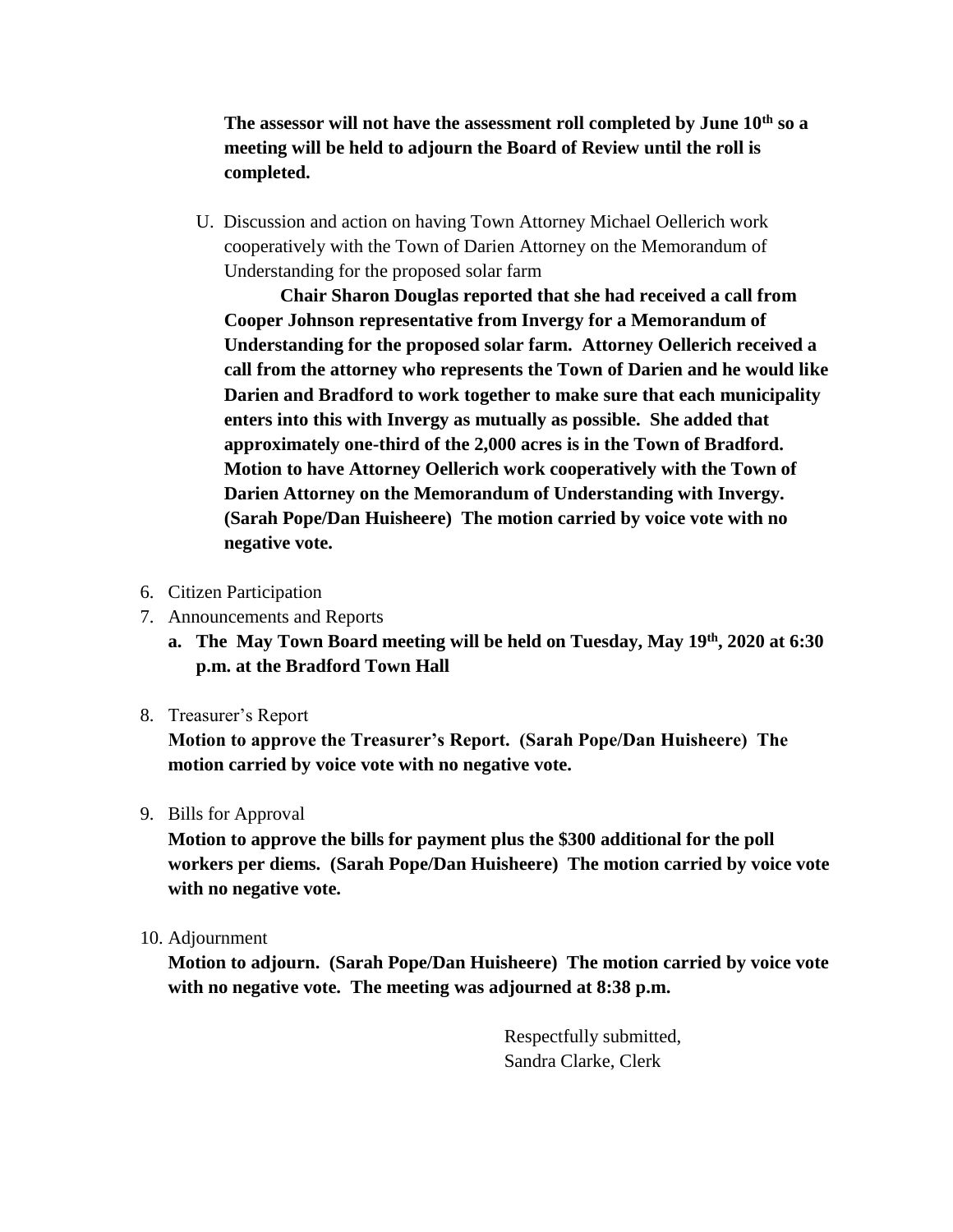**The assessor will not have the assessment roll completed by June 10th so a meeting will be held to adjourn the Board of Review until the roll is completed.**

U. Discussion and action on having Town Attorney Michael Oellerich work cooperatively with the Town of Darien Attorney on the Memorandum of Understanding for the proposed solar farm

**Chair Sharon Douglas reported that she had received a call from Cooper Johnson representative from Invergy for a Memorandum of Understanding for the proposed solar farm. Attorney Oellerich received a call from the attorney who represents the Town of Darien and he would like Darien and Bradford to work together to make sure that each municipality enters into this with Invergy as mutually as possible. She added that approximately one-third of the 2,000 acres is in the Town of Bradford. Motion to have Attorney Oellerich work cooperatively with the Town of Darien Attorney on the Memorandum of Understanding with Invergy. (Sarah Pope/Dan Huisheere) The motion carried by voice vote with no negative vote.**

6. Citizen Participation
7. Announcements and Reports
   a. **The May Town Board meeting will be held on Tuesday, May 19th, 2020 at 6:30 p.m. at the Bradford Town Hall**
8. Treasurer's Report

   **Motion to approve the Treasurer's Report. (Sarah Pope/Dan Huisheere) The motion carried by voice vote with no negative vote.**
9. Bills for Approval

   **Motion to approve the bills for payment plus the $300 additional for the poll workers per diems. (Sarah Pope/Dan Huisheere) The motion carried by voice vote with no negative vote.**
10. Adjournment

    **Motion to adjourn. (Sarah Pope/Dan Huisheere) The motion carried by voice vote with no negative vote. The meeting was adjourned at 8:38 p.m.**

Respectfully submitted,
Sandra Clarke, Clerk